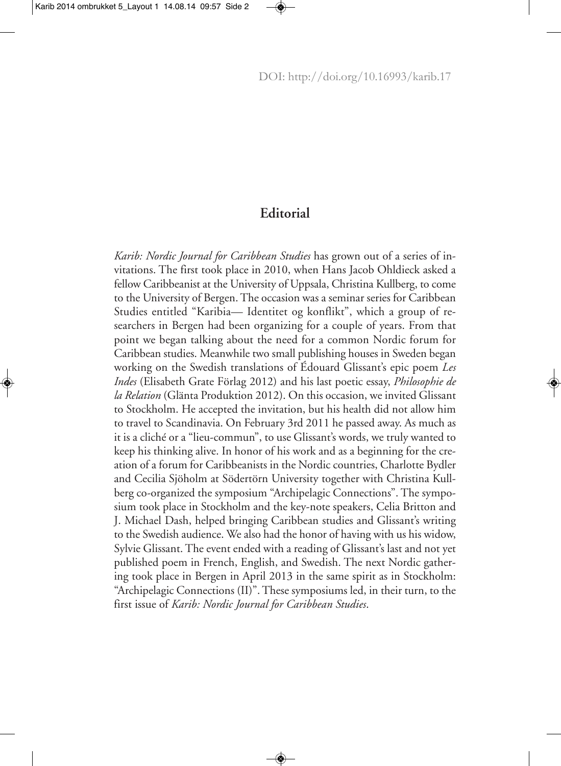DOI: http://doi.org/10.16993/karib.17

# Editorial

*Karib: Nordic Journal for Caribbean Studies* has grown out of a series of invitations. The first took place in 2010, when Hans Jacob Ohldieck asked a fellow Caribbeanist at the University of Uppsala, Christina Kullberg, to come to the University of Bergen. The occasion was a seminar series for Caribbean Studies entitled "Karibia— Identitet og konflikt", which a group of researchers in Bergen had been organizing for a couple of years. From that point we began talking about the need for a common Nordic forum for Caribbean studies. Meanwhile two small publishing houses in Sweden began working on the Swedish translations of Édouard Glissant's epic poem *Les Indes* (Elisabeth Grate Förlag 2012) and his last poetic essay, *Philosophie de la Relation* (Glänta Produktion 2012). On this occasion, we invited Glissant to Stockholm. He accepted the invitation, but his health did not allow him to travel to Scandinavia. On February 3rd 2011 he passed away. As much as it is a cliché or a "lieu-commun", to use Glissant's words, we truly wanted to keep his thinking alive. In honor of his work and as a beginning for the creation of a forum for Caribbeanists in the Nordic countries, Charlotte Bydler and Cecilia Sjöholm at Södertörn University together with Christina Kullberg co-organized the symposium "Archipelagic Connections". The symposium took place in Stockholm and the key-note speakers, Celia Britton and J. Michael Dash, helped bringing Caribbean studies and Glissant's writing to the Swedish audience. We also had the honor of having with us his widow, Sylvie Glissant. The event ended with a reading of Glissant's last and not yet published poem in French, English, and Swedish. The next Nordic gathering took place in Bergen in April 2013 in the same spirit as in Stockholm: "Archipelagic Connections (II)". These symposiums led, in their turn, to the first issue of *Karib: Nordic Journal for Caribbean Studies*.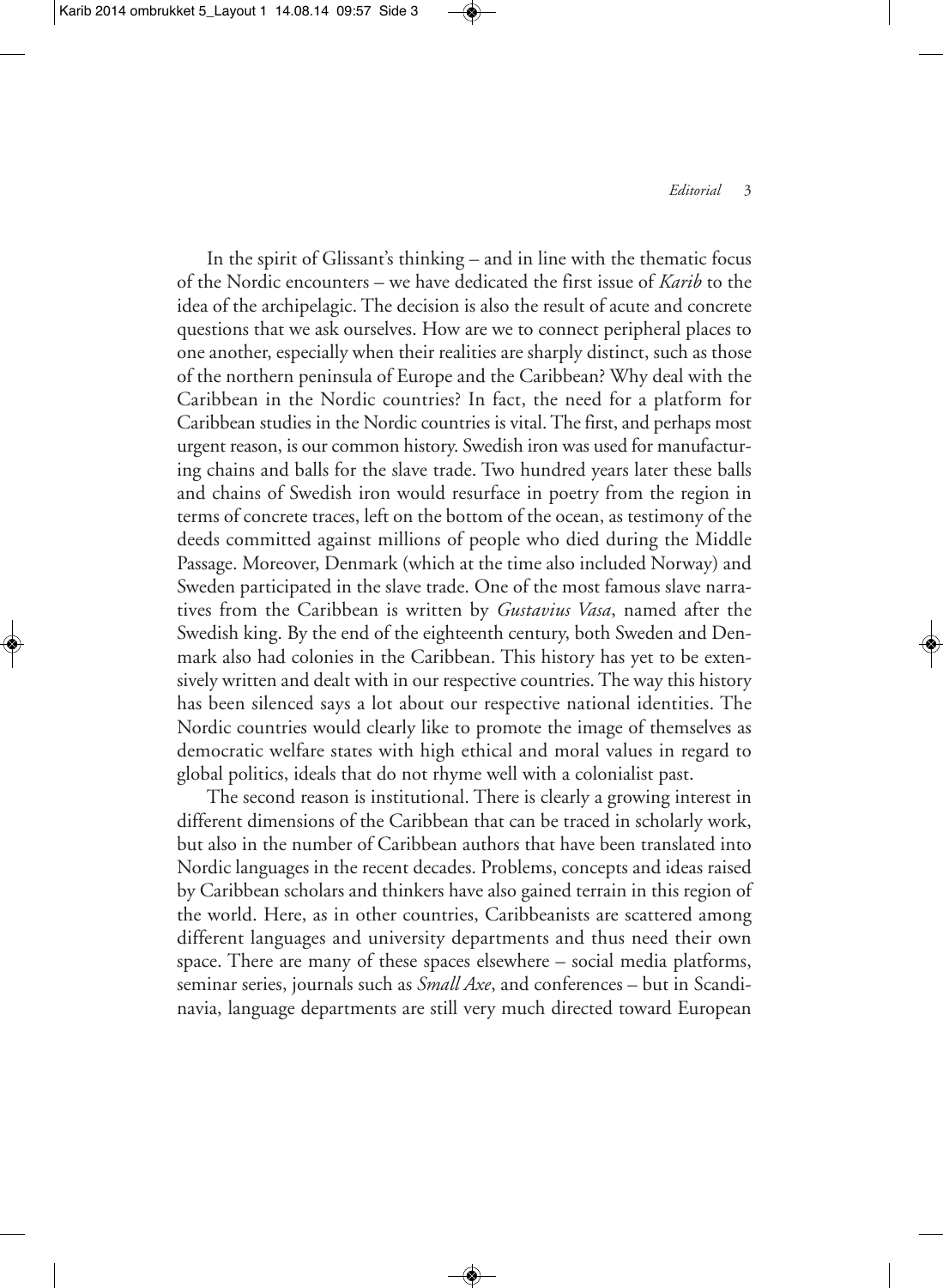In the spirit of Glissant's thinking – and in line with the thematic focus of the Nordic encounters – we have dedicated the first issue of *Karib* to the idea of the archipelagic. The decision is also the result of acute and concrete questions that we ask ourselves. How are we to connect peripheral places to one another, especially when their realities are sharply distinct, such as those of the northern peninsula of Europe and the Caribbean? Why deal with the Caribbean in the Nordic countries? In fact, the need for a platform for Caribbean studies in the Nordic countries is vital. The first, and perhaps most urgent reason, is our common history. Swedish iron was used for manufacturing chains and balls for the slave trade. Two hundred years later these balls and chains of Swedish iron would resurface in poetry from the region in terms of concrete traces, left on the bottom of the ocean, as testimony of the deeds committed against millions of people who died during the Middle Passage. Moreover, Denmark (which at the time also included Norway) and Sweden participated in the slave trade. One of the most famous slave narratives from the Caribbean is written by *Gustavius Vasa*, named after the Swedish king. By the end of the eighteenth century, both Sweden and Denmark also had colonies in the Caribbean. This history has yet to be extensively written and dealt with in our respective countries. The way this history has been silenced says a lot about our respective national identities. The Nordic countries would clearly like to promote the image of themselves as democratic welfare states with high ethical and moral values in regard to global politics, ideals that do not rhyme well with a colonialist past.

The second reason is institutional. There is clearly a growing interest in different dimensions of the Caribbean that can be traced in scholarly work, but also in the number of Caribbean authors that have been translated into Nordic languages in the recent decades. Problems, concepts and ideas raised by Caribbean scholars and thinkers have also gained terrain in this region of the world. Here, as in other countries, Caribbeanists are scattered among different languages and university departments and thus need their own space. There are many of these spaces elsewhere – social media platforms, seminar series, journals such as *Small Axe*, and conferences – but in Scandinavia, language departments are still very much directed toward European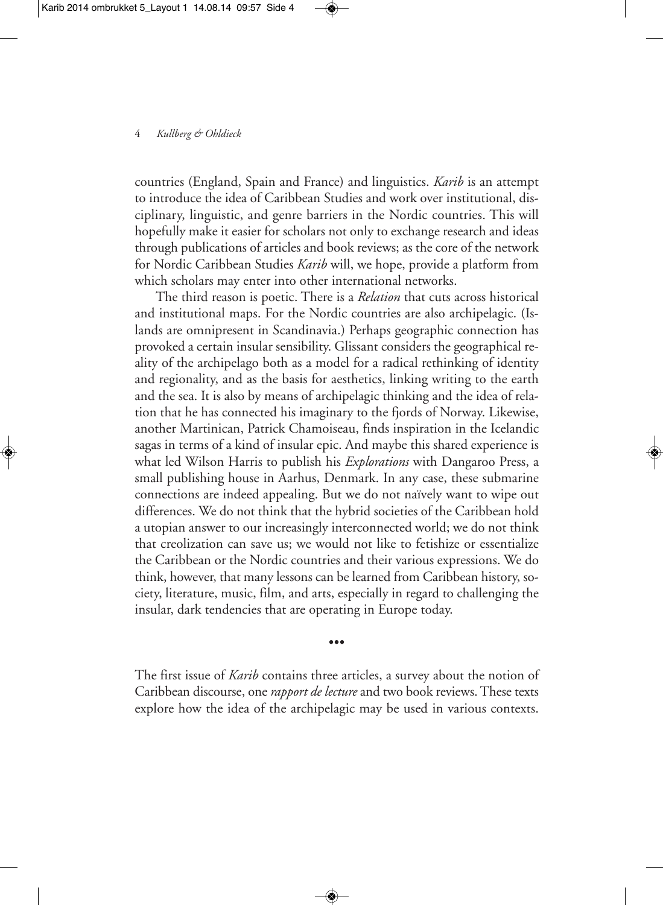countries (England, Spain and France) and linguistics. *Karib* is an attempt to introduce the idea of Caribbean Studies and work over institutional, disciplinary, linguistic, and genre barriers in the Nordic countries. This will hopefully make it easier for scholars not only to exchange research and ideas through publications of articles and book reviews; as the core of the network for Nordic Caribbean Studies *Karib* will, we hope, provide a platform from which scholars may enter into other international networks.

The third reason is poetic. There is a *Relation* that cuts across historical and institutional maps. For the Nordic countries are also archipelagic. (Islands are omnipresent in Scandinavia.) Perhaps geographic connection has provoked a certain insular sensibility. Glissant considers the geographical reality of the archipelago both as a model for a radical rethinking of identity and regionality, and as the basis for aesthetics, linking writing to the earth and the sea. It is also by means of archipelagic thinking and the idea of relation that he has connected his imaginary to the fjords of Norway. Likewise, another Martinican, Patrick Chamoiseau, finds inspiration in the Icelandic sagas in terms of a kind of insular epic. And maybe this shared experience is what led Wilson Harris to publish his *Explorations* with Dangaroo Press, a small publishing house in Aarhus, Denmark. In any case, these submarine connections are indeed appealing. But we do not naïvely want to wipe out differences. We do not think that the hybrid societies of the Caribbean hold a utopian answer to our increasingly interconnected world; we do not think that creolization can save us; we would not like to fetishize or essentialize the Caribbean or the Nordic countries and their various expressions. We do think, however, that many lessons can be learned from Caribbean history, society, literature, music, film, and arts, especially in regard to challenging the insular, dark tendencies that are operating in Europe today.

•••

The first issue of *Karib* contains three articles, a survey about the notion of Caribbean discourse, one *rapport de lecture* and two book reviews. These texts explore how the idea of the archipelagic may be used in various contexts.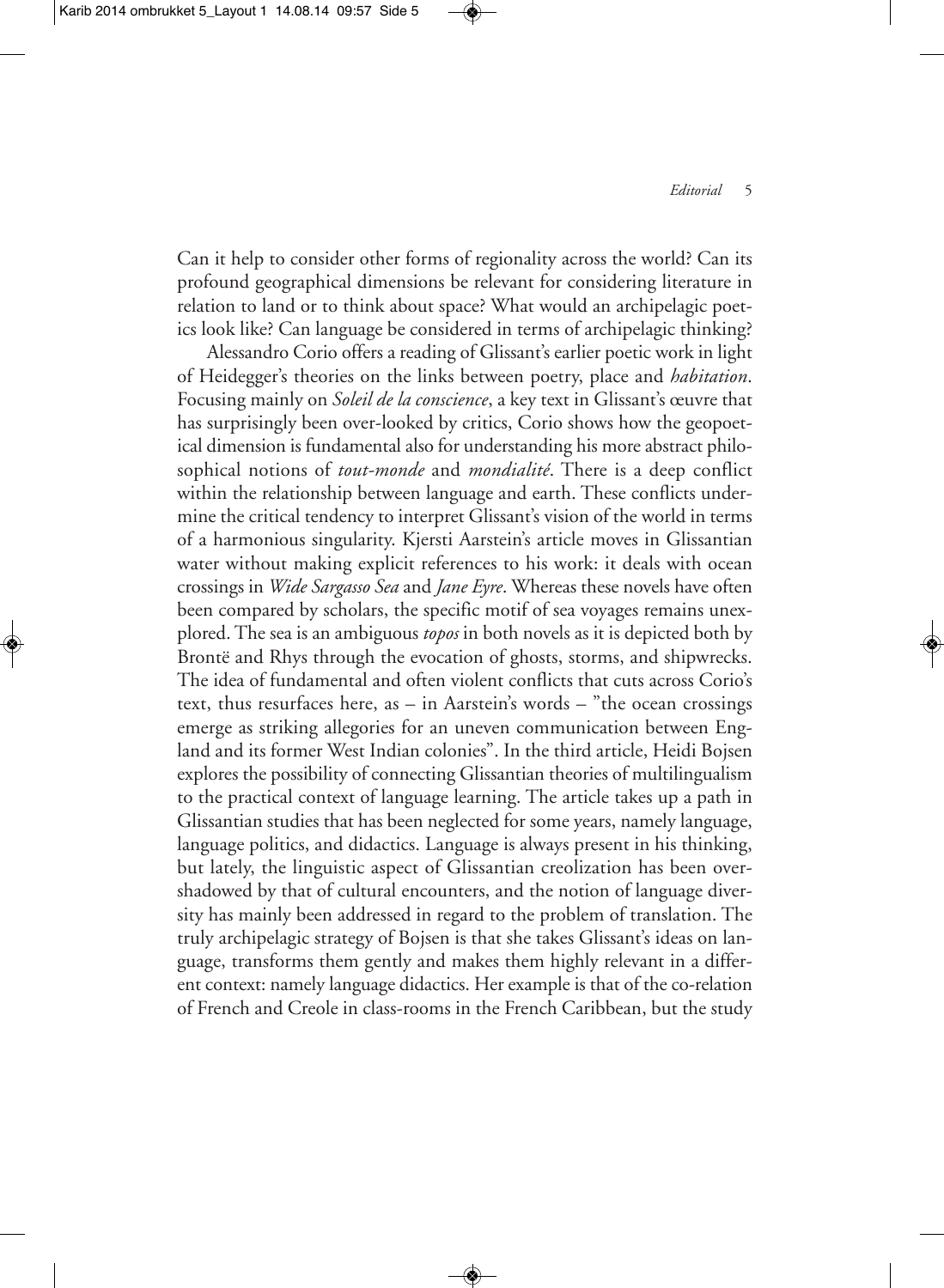Can it help to consider other forms of regionality across the world? Can its profound geographical dimensions be relevant for considering literature in relation to land or to think about space? What would an archipelagic poetics look like? Can language be considered in terms of archipelagic thinking?

Alessandro Corio offers a reading of Glissant's earlier poetic work in light of Heidegger's theories on the links between poetry, place and *habitation*. Focusing mainly on *Soleil de la conscience*, a key text in Glissant's œuvre that has surprisingly been over-looked by critics, Corio shows how the geopoetical dimension is fundamental also for understanding his more abstract philosophical notions of *tout-monde* and *mondialité*. There is a deep conflict within the relationship between language and earth. These conflicts undermine the critical tendency to interpret Glissant's vision of the world in terms of a harmonious singularity. Kjersti Aarstein's article moves in Glissantian water without making explicit references to his work: it deals with ocean crossings in *Wide Sargasso Sea* and *Jane Eyre*. Whereas these novels have often been compared by scholars, the specific motif of sea voyages remains unexplored. The sea is an ambiguous *topos* in both novels as it is depicted both by Brontë and Rhys through the evocation of ghosts, storms, and shipwrecks. The idea of fundamental and often violent conflicts that cuts across Corio's text, thus resurfaces here, as – in Aarstein's words – "the ocean crossings emerge as striking allegories for an uneven communication between England and its former West Indian colonies". In the third article, Heidi Bojsen explores the possibility of connecting Glissantian theories of multilingualism to the practical context of language learning. The article takes up a path in Glissantian studies that has been neglected for some years, namely language, language politics, and didactics. Language is always present in his thinking, but lately, the linguistic aspect of Glissantian creolization has been overshadowed by that of cultural encounters, and the notion of language diversity has mainly been addressed in regard to the problem of translation. The truly archipelagic strategy of Bojsen is that she takes Glissant's ideas on language, transforms them gently and makes them highly relevant in a different context: namely language didactics. Her example is that of the co-relation of French and Creole in class-rooms in the French Caribbean, but the study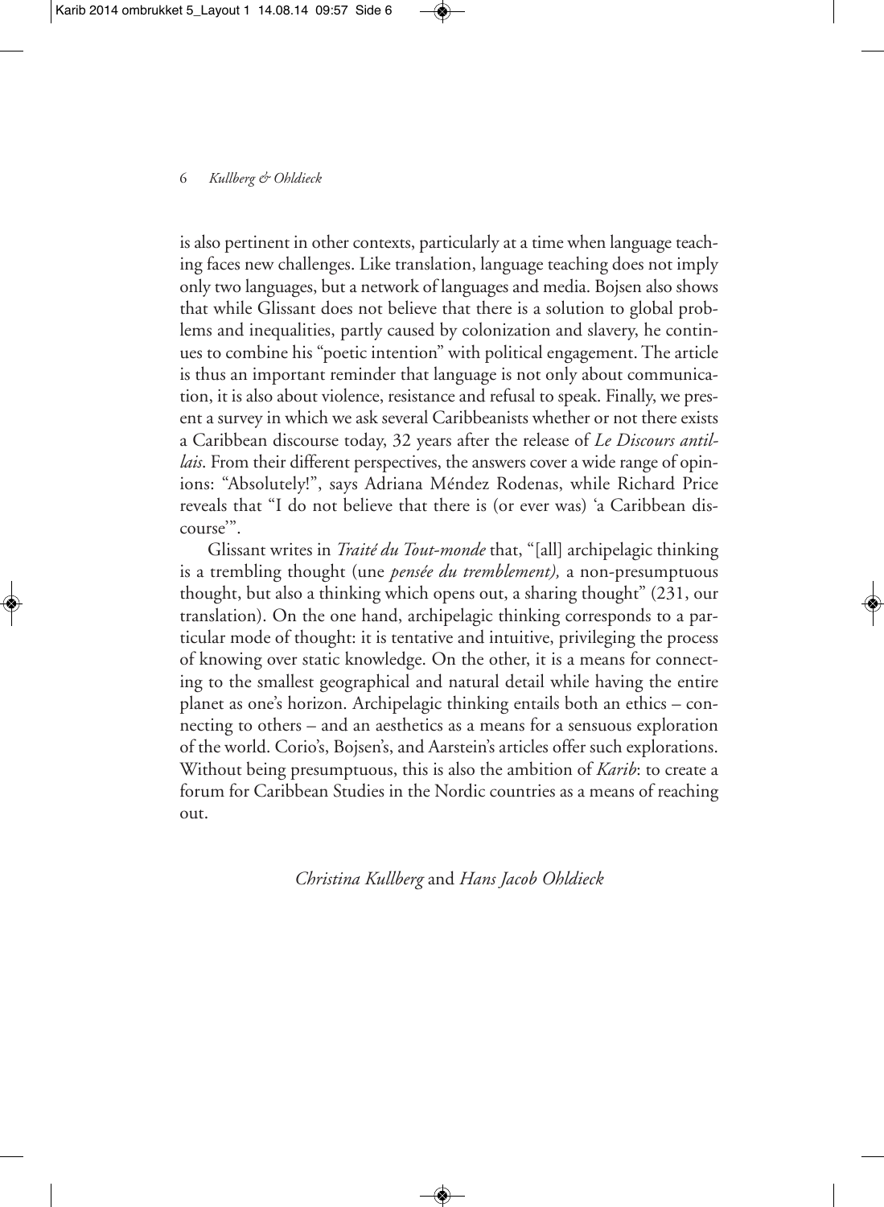is also pertinent in other contexts, particularly at a time when language teaching faces new challenges. Like translation, language teaching does not imply only two languages, but a network of languages and media. Bojsen also shows that while Glissant does not believe that there is a solution to global problems and inequalities, partly caused by colonization and slavery, he continues to combine his "poetic intention" with political engagement. The article is thus an important reminder that language is not only about communication, it is also about violence, resistance and refusal to speak. Finally, we present a survey in which we ask several Caribbeanists whether or not there exists a Caribbean discourse today, 32 years after the release of *Le Discours antillais*. From their different perspectives, the answers cover a wide range of opinions: "Absolutely!", says Adriana Méndez Rodenas, while Richard Price reveals that "I do not believe that there is (or ever was) 'a Caribbean discourse'".

Glissant writes in *Traité du Tout-monde* that, "[all] archipelagic thinking is a trembling thought (une *pensée du tremblement),* a non-presumptuous thought, but also a thinking which opens out, a sharing thought" (231, our translation). On the one hand, archipelagic thinking corresponds to a particular mode of thought: it is tentative and intuitive, privileging the process of knowing over static knowledge. On the other, it is a means for connecting to the smallest geographical and natural detail while having the entire planet as one's horizon. Archipelagic thinking entails both an ethics – connecting to others – and an aesthetics as a means for a sensuous exploration of the world. Corio's, Bojsen's, and Aarstein's articles offer such explorations. Without being presumptuous, this is also the ambition of *Karib*: to create a forum for Caribbean Studies in the Nordic countries as a means of reaching out.

*Christina Kullberg* and *Hans Jacob Ohldieck*